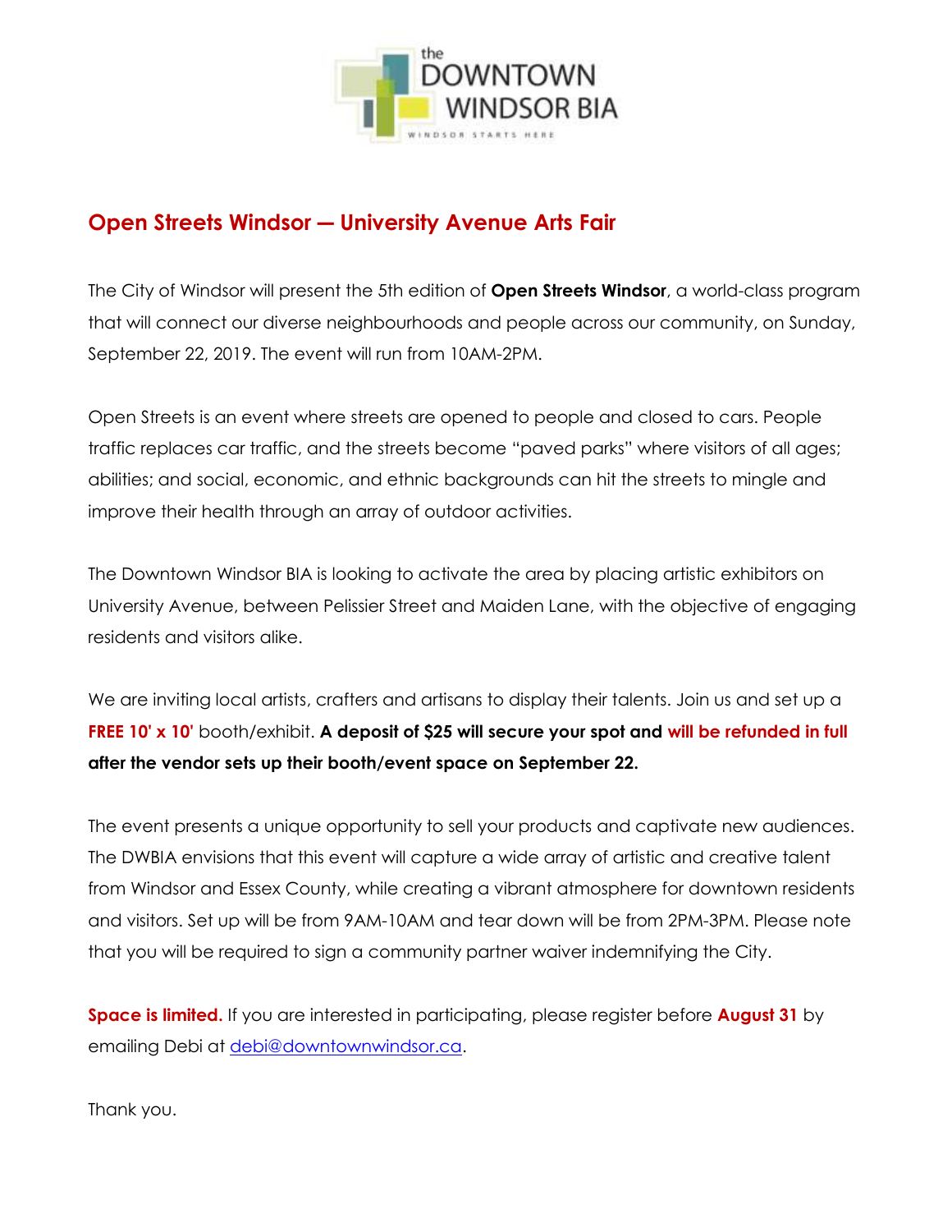# Open Streets Windsor — University Avenue Arts Fair

The City of Windsor will present the 5th edition of **Open Streets Windsor**, a world-class program that will connect our diverse neighbourhoods and people across our community, on Sunday, September 22, 2019. The event will run from 10AM-2PM.

Open Streets is an event where streets are opened to people and closed to cars. People traffic replaces car traffic, and the streets become "paved parks" where visitors of all ages; abilities; and social, economic, and ethnic backgrounds can hit the streets to mingle and improve their health through an array of outdoor activities.

The Downtown Windsor BIA is looking to activate the area by placing artistic exhibitors on University Avenue, between Pelissier Street and Maiden Lane, with the objective of engaging residents and visitors alike.

We are inviting local artists, crafters and artisans to display their talents. Join us and set up a **FREE 10' x 10'** booth/exhibit. **A deposit of $25 will secure your spot and will be refunded in full after the vendor sets up their booth/event space on September 22.**

The event presents a unique opportunity to sell your products and captivate new audiences. The DWBIA envisions that this event will capture a wide array of artistic and creative talent from Windsor and Essex County, while creating a vibrant atmosphere for downtown residents and visitors. Set up will be from 9AM-10AM and tear down will be from 2PM-3PM. Please note that you will be required to sign a community partner waiver indemnifying the City.

**Space is limited.** If you are interested in participating, please register before **August 31** by emailing Debi at debi@downtownwindsor.ca.

Thank you.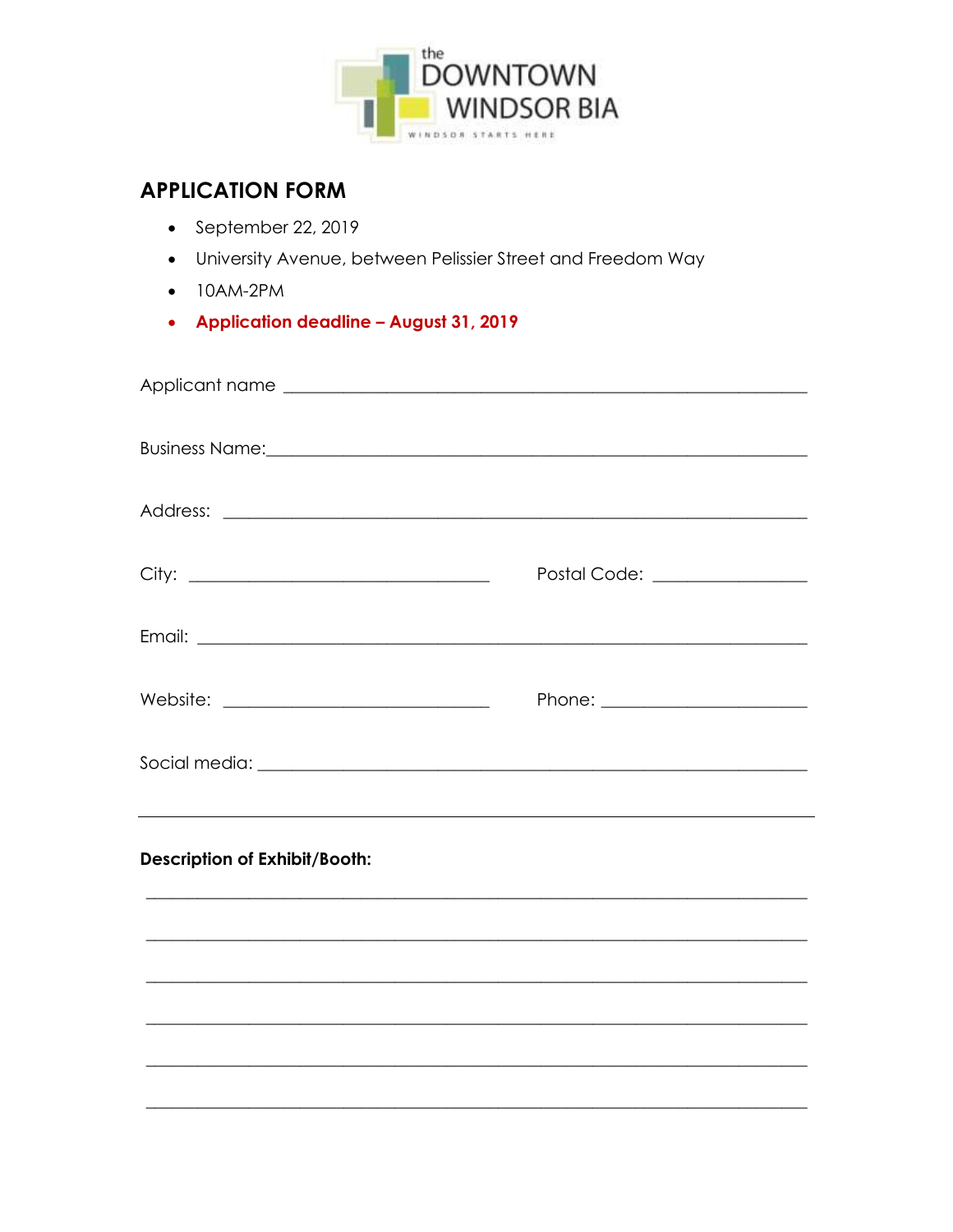the DOWNTOWN WINDSOR BIA

WINDSOR STARTS HERE

## APPLICATION FORM

- September 22, 2019
- University Avenue, between Pelissier Street and Freedom Way
- 10AM-2PM
- **Application deadline – August 31, 2019**

Applicant name ____________________________________________________________

Business Name:____________________________________________________________

Address: _________________________________________________________________

City: ___________________________________ Postal Code: __________________

Email: ___________________________________________________________________

Website: ________________________________ Phone: ________________________

Social media: _____________________________________________________________

---

**Description of Exhibit/Booth:**

_________________________________________________________________________

_________________________________________________________________________

_________________________________________________________________________

_________________________________________________________________________

_________________________________________________________________________

_________________________________________________________________________